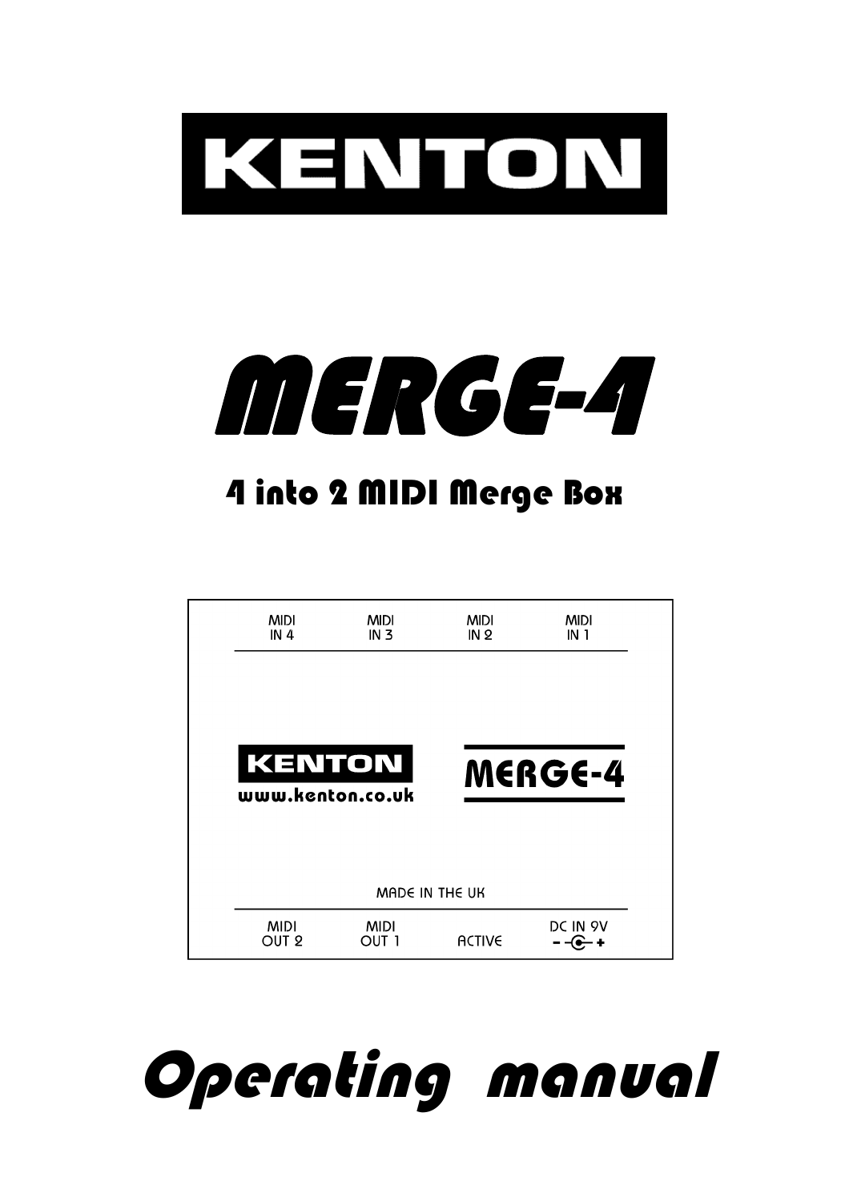# KENTON

# MERGE-4

## 4 into 2 MIDI Merge Box

MIDI IN 4 | MIDI IN 3 | MIDI IN 2 | MIDI IN 1

KENTON
www.kenton.co.uk

MERGE-4

MADE IN THE UK

MIDI OUT 2 | MIDI OUT 1 | ACTIVE | DC IN 9V

# Operating manual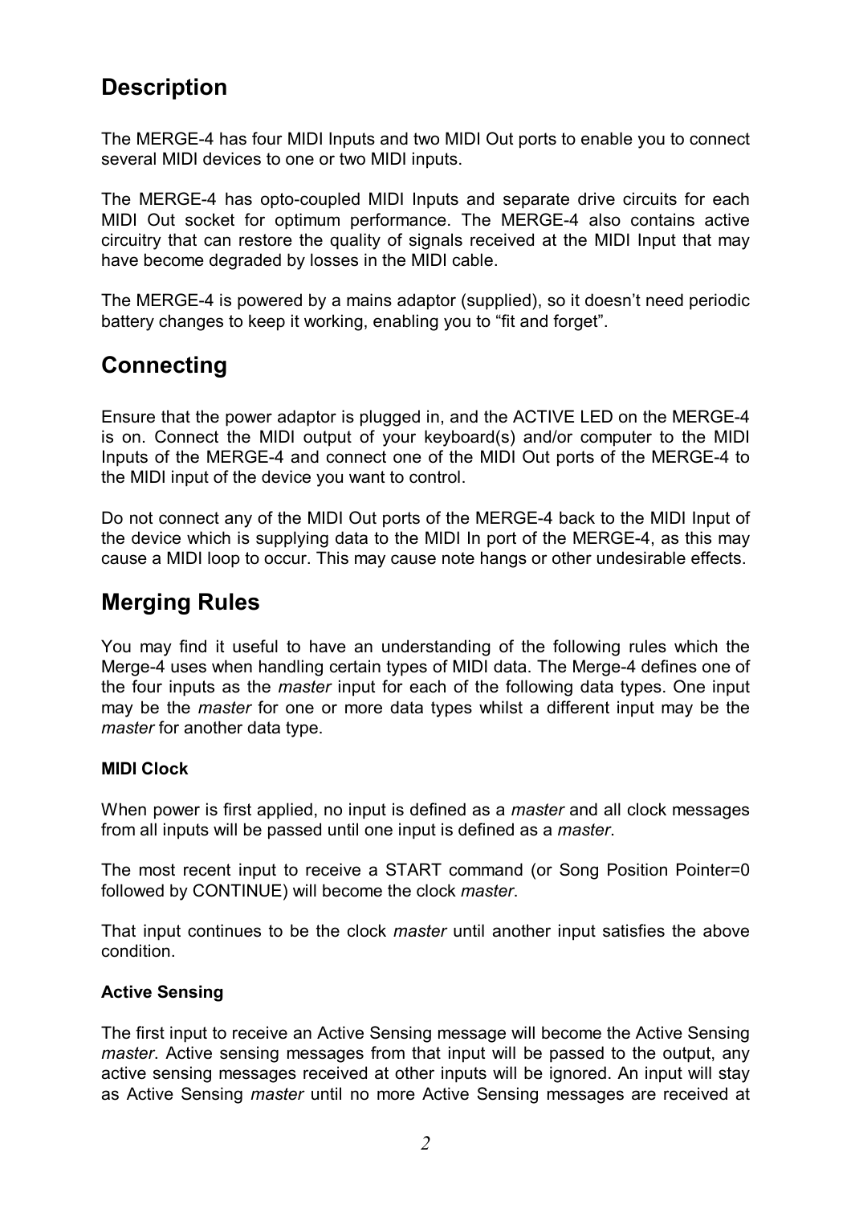## Description

The MERGE-4 has four MIDI Inputs and two MIDI Out ports to enable you to connect several MIDI devices to one or two MIDI inputs.

The MERGE-4 has opto-coupled MIDI Inputs and separate drive circuits for each MIDI Out socket for optimum performance. The MERGE-4 also contains active circuitry that can restore the quality of signals received at the MIDI Input that may have become degraded by losses in the MIDI cable.

The MERGE-4 is powered by a mains adaptor (supplied), so it doesn't need periodic battery changes to keep it working, enabling you to "fit and forget".

## Connecting

Ensure that the power adaptor is plugged in, and the ACTIVE LED on the MERGE-4 is on. Connect the MIDI output of your keyboard(s) and/or computer to the MIDI Inputs of the MERGE-4 and connect one of the MIDI Out ports of the MERGE-4 to the MIDI input of the device you want to control.

Do not connect any of the MIDI Out ports of the MERGE-4 back to the MIDI Input of the device which is supplying data to the MIDI In port of the MERGE-4, as this may cause a MIDI loop to occur. This may cause note hangs or other undesirable effects.

## Merging Rules

You may find it useful to have an understanding of the following rules which the Merge-4 uses when handling certain types of MIDI data. The Merge-4 defines one of the four inputs as the *master* input for each of the following data types. One input may be the *master* for one or more data types whilst a different input may be the *master* for another data type.

#### MIDI Clock

When power is first applied, no input is defined as a *master* and all clock messages from all inputs will be passed until one input is defined as a *master*.

The most recent input to receive a START command (or Song Position Pointer=0 followed by CONTINUE) will become the clock *master*.

That input continues to be the clock *master* until another input satisfies the above condition.

#### Active Sensing

The first input to receive an Active Sensing message will become the Active Sensing *master*. Active sensing messages from that input will be passed to the output, any active sensing messages received at other inputs will be ignored. An input will stay as Active Sensing *master* until no more Active Sensing messages are received at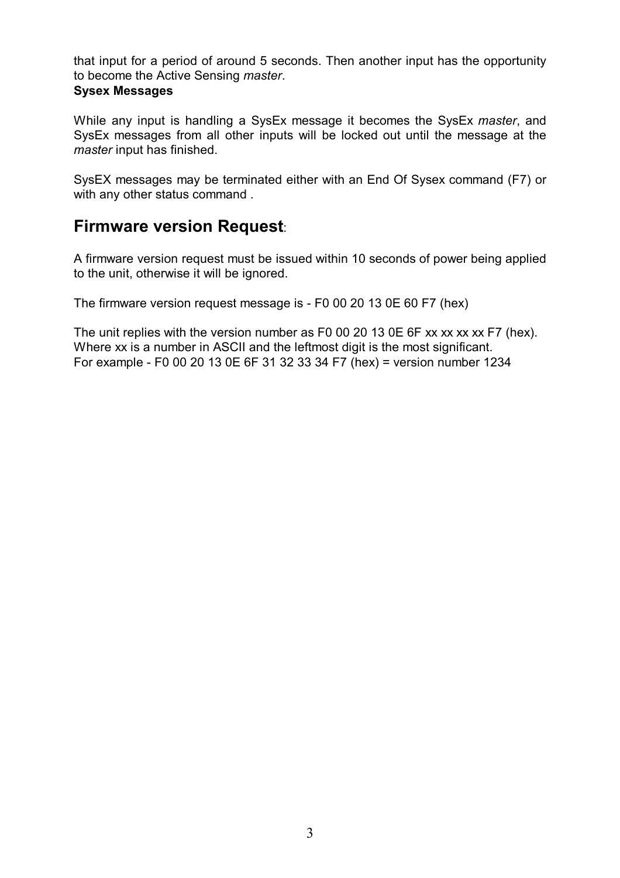that input for a period of around 5 seconds. Then another input has the opportunity to become the Active Sensing *master*.

**Sysex Messages**

While any input is handling a SysEx message it becomes the SysEx *master*, and SysEx messages from all other inputs will be locked out until the message at the *master* input has finished.

SysEX messages may be terminated either with an End Of Sysex command (F7) or with any other status command .

## Firmware version Request:

A firmware version request must be issued within 10 seconds of power being applied to the unit, otherwise it will be ignored.

The firmware version request message is - F0 00 20 13 0E 60 F7 (hex)

The unit replies with the version number as F0 00 20 13 0E 6F xx xx xx xx F7 (hex).
Where xx is a number in ASCII and the leftmost digit is the most significant.
For example - F0 00 20 13 0E 6F 31 32 33 34 F7 (hex) = version number 1234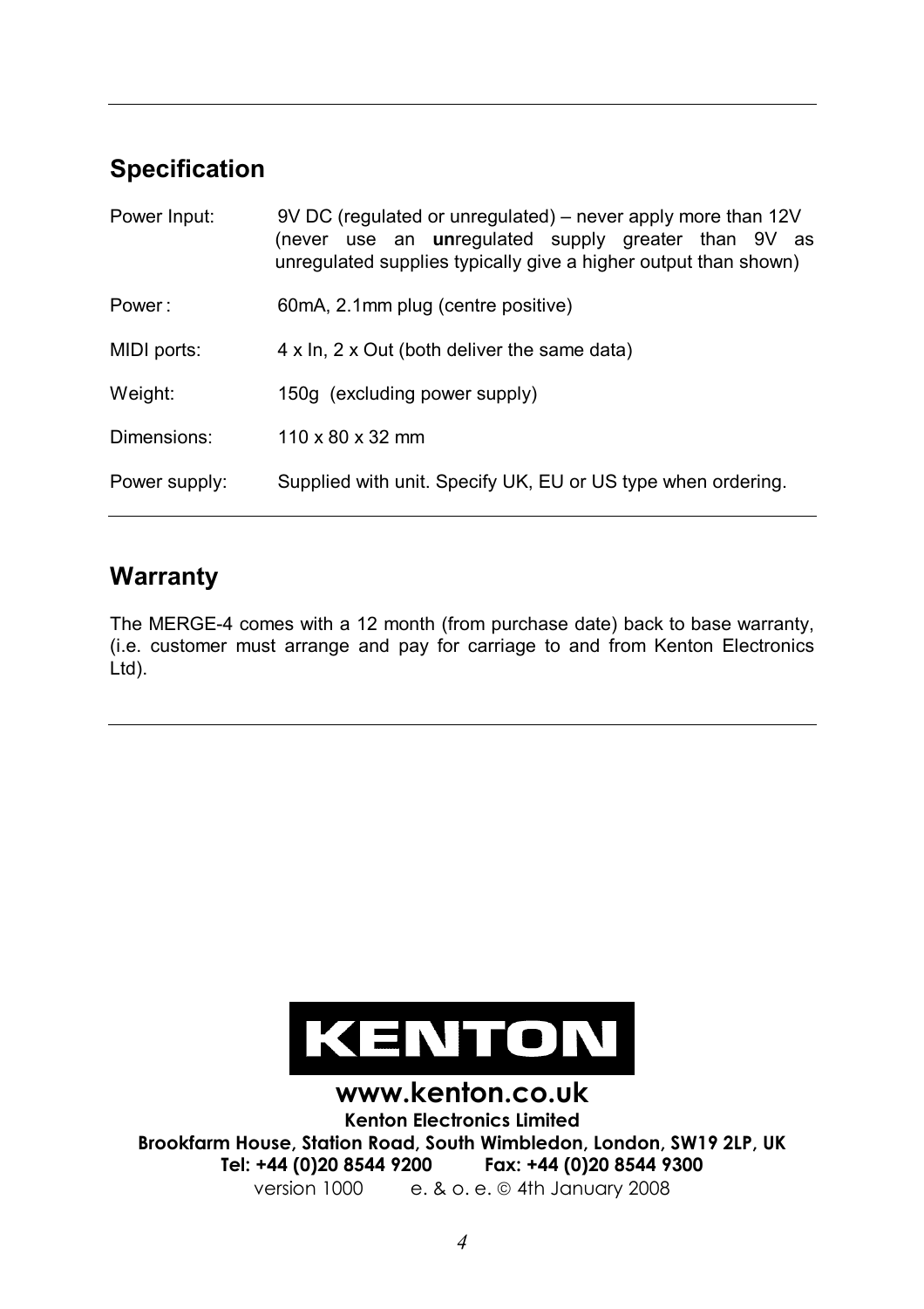## Specification

| | |
|---|---|
| Power Input: | 9V DC (regulated or unregulated) – never apply more than 12V (never use an **un**regulated supply greater than 9V as unregulated supplies typically give a higher output than shown) |
| Power : | 60mA, 2.1mm plug (centre positive) |
| MIDI ports: | 4 x In, 2 x Out (both deliver the same data) |
| Weight: | 150g (excluding power supply) |
| Dimensions: | 110 x 80 x 32 mm |
| Power supply: | Supplied with unit. Specify UK, EU or US type when ordering. |

## Warranty

The MERGE-4 comes with a 12 month (from purchase date) back to base warranty, (i.e. customer must arrange and pay for carriage to and from Kenton Electronics Ltd).

KENTON

**www.kenton.co.uk**

**Kenton Electronics Limited**

**Brookfarm House, Station Road, South Wimbledon, London, SW19 2LP, UK**

**Tel: +44 (0)20 8544 9200 Fax: +44 (0)20 8544 9300**

version 1000 e. & o. e. © 4th January 2008